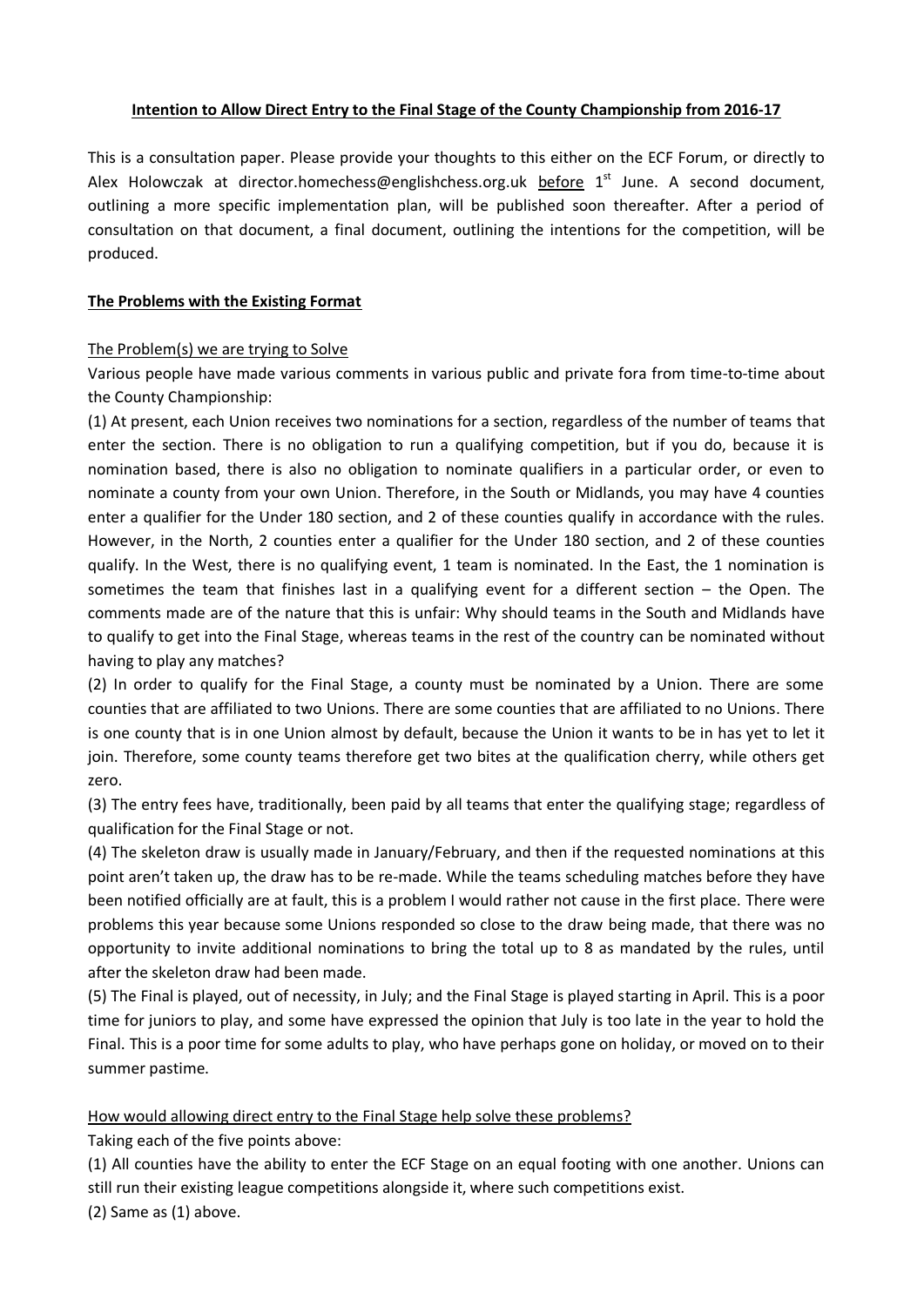**Intention to Allow Direct Entry to the Final Stage of the County Championship from 2016-17**

This is a consultation paper. Please provide your thoughts to this either on the ECF Forum, or directly to Alex Holowczak at director.homechess@englishchess.org.uk before 1st June. A second document, outlining a more specific implementation plan, will be published soon thereafter. After a period of consultation on that document, a final document, outlining the intentions for the competition, will be produced.

**The Problems with the Existing Format**

The Problem(s) we are trying to Solve

Various people have made various comments in various public and private fora from time-to-time about the County Championship:

(1) At present, each Union receives two nominations for a section, regardless of the number of teams that enter the section. There is no obligation to run a qualifying competition, but if you do, because it is nomination based, there is also no obligation to nominate qualifiers in a particular order, or even to nominate a county from your own Union. Therefore, in the South or Midlands, you may have 4 counties enter a qualifier for the Under 180 section, and 2 of these counties qualify in accordance with the rules. However, in the North, 2 counties enter a qualifier for the Under 180 section, and 2 of these counties qualify. In the West, there is no qualifying event, 1 team is nominated. In the East, the 1 nomination is sometimes the team that finishes last in a qualifying event for a different section – the Open. The comments made are of the nature that this is unfair: Why should teams in the South and Midlands have to qualify to get into the Final Stage, whereas teams in the rest of the country can be nominated without having to play any matches?

(2) In order to qualify for the Final Stage, a county must be nominated by a Union. There are some counties that are affiliated to two Unions. There are some counties that are affiliated to no Unions. There is one county that is in one Union almost by default, because the Union it wants to be in has yet to let it join. Therefore, some county teams therefore get two bites at the qualification cherry, while others get zero.

(3) The entry fees have, traditionally, been paid by all teams that enter the qualifying stage; regardless of qualification for the Final Stage or not.

(4) The skeleton draw is usually made in January/February, and then if the requested nominations at this point aren't taken up, the draw has to be re-made. While the teams scheduling matches before they have been notified officially are at fault, this is a problem I would rather not cause in the first place. There were problems this year because some Unions responded so close to the draw being made, that there was no opportunity to invite additional nominations to bring the total up to 8 as mandated by the rules, until after the skeleton draw had been made.

(5) The Final is played, out of necessity, in July; and the Final Stage is played starting in April. This is a poor time for juniors to play, and some have expressed the opinion that July is too late in the year to hold the Final. This is a poor time for some adults to play, who have perhaps gone on holiday, or moved on to their summer pastime.

How would allowing direct entry to the Final Stage help solve these problems?

Taking each of the five points above:

(1) All counties have the ability to enter the ECF Stage on an equal footing with one another. Unions can still run their existing league competitions alongside it, where such competitions exist.

(2) Same as (1) above.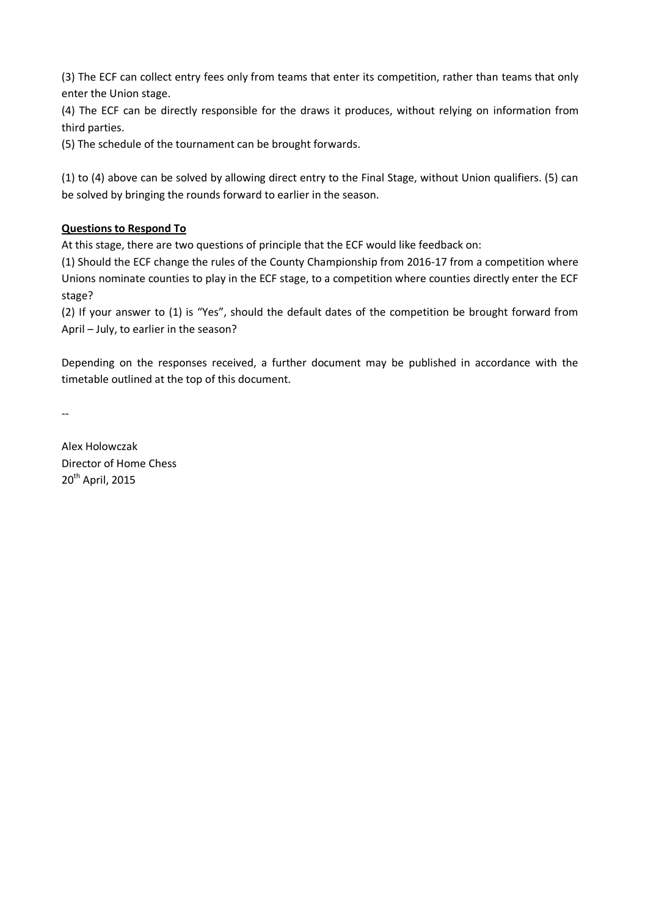(3) The ECF can collect entry fees only from teams that enter its competition, rather than teams that only enter the Union stage.

(4) The ECF can be directly responsible for the draws it produces, without relying on information from third parties.

(5) The schedule of the tournament can be brought forwards.

(1) to (4) above can be solved by allowing direct entry to the Final Stage, without Union qualifiers. (5) can be solved by bringing the rounds forward to earlier in the season.

**Questions to Respond To**

At this stage, there are two questions of principle that the ECF would like feedback on:

(1) Should the ECF change the rules of the County Championship from 2016-17 from a competition where Unions nominate counties to play in the ECF stage, to a competition where counties directly enter the ECF stage?

(2) If your answer to (1) is "Yes", should the default dates of the competition be brought forward from April – July, to earlier in the season?

Depending on the responses received, a further document may be published in accordance with the timetable outlined at the top of this document.

--

Alex Holowczak
Director of Home Chess
20th April, 2015